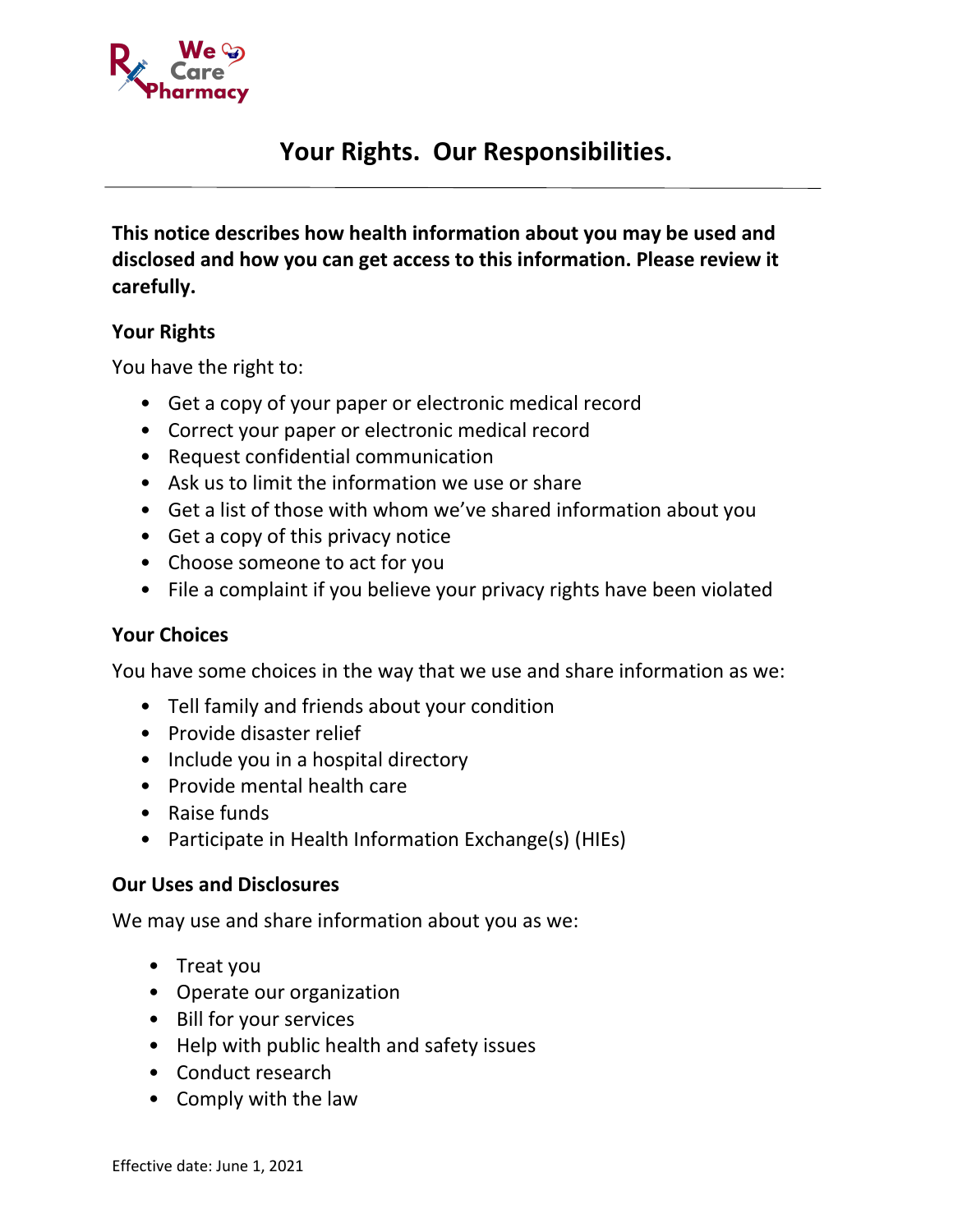We Care Pharmacy

# Your Rights. Our Responsibilities.

**This notice describes how health information about you may be used and disclosed and how you can get access to this information. Please review it carefully.**

### Your Rights

You have the right to:

- Get a copy of your paper or electronic medical record
- Correct your paper or electronic medical record
- Request confidential communication
- Ask us to limit the information we use or share
- Get a list of those with whom we've shared information about you
- Get a copy of this privacy notice
- Choose someone to act for you
- File a complaint if you believe your privacy rights have been violated

### Your Choices

You have some choices in the way that we use and share information as we:

- Tell family and friends about your condition
- Provide disaster relief
- Include you in a hospital directory
- Provide mental health care
- Raise funds
- Participate in Health Information Exchange(s) (HIEs)

### Our Uses and Disclosures

We may use and share information about you as we:

- Treat you
- Operate our organization
- Bill for your services
- Help with public health and safety issues
- Conduct research
- Comply with the law

Effective date: June 1, 2021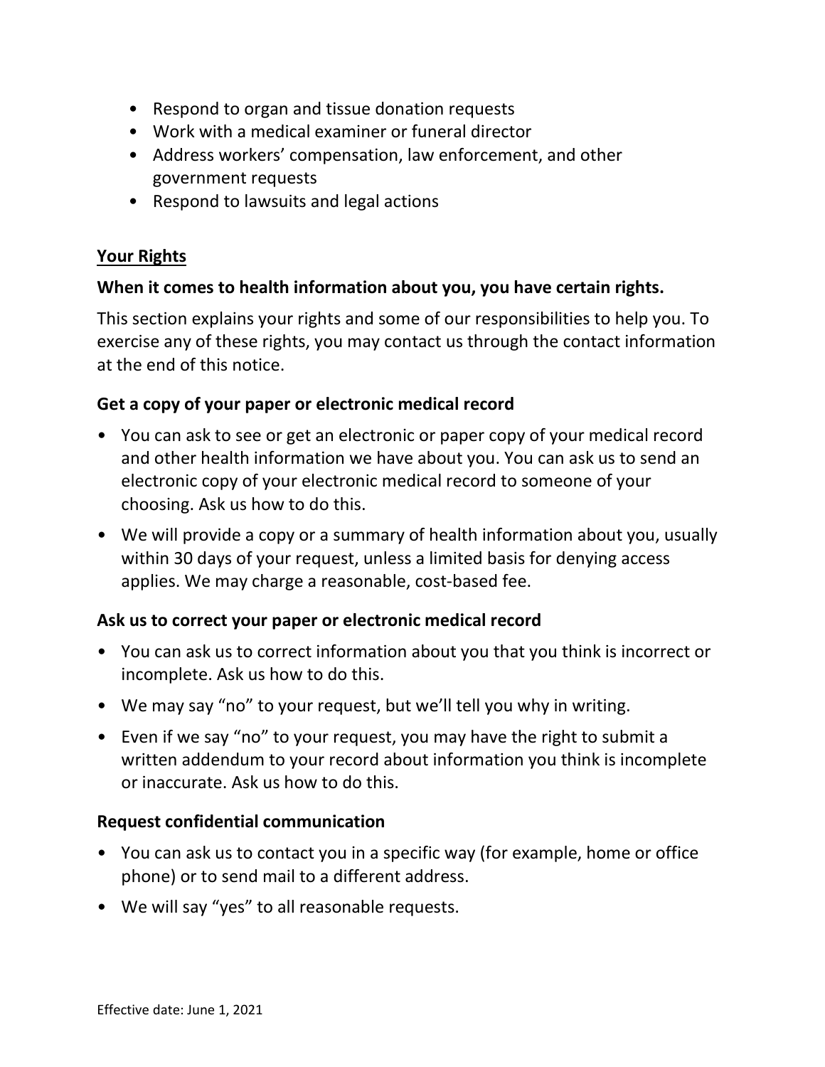- Respond to organ and tissue donation requests
- Work with a medical examiner or funeral director
- Address workers' compensation, law enforcement, and other government requests
- Respond to lawsuits and legal actions

## Your Rights

### When it comes to health information about you, you have certain rights.

This section explains your rights and some of our responsibilities to help you. To exercise any of these rights, you may contact us through the contact information at the end of this notice.

### Get a copy of your paper or electronic medical record

- You can ask to see or get an electronic or paper copy of your medical record and other health information we have about you. You can ask us to send an electronic copy of your electronic medical record to someone of your choosing. Ask us how to do this.
- We will provide a copy or a summary of health information about you, usually within 30 days of your request, unless a limited basis for denying access applies. We may charge a reasonable, cost-based fee.

### Ask us to correct your paper or electronic medical record

- You can ask us to correct information about you that you think is incorrect or incomplete. Ask us how to do this.
- We may say "no" to your request, but we'll tell you why in writing.
- Even if we say "no" to your request, you may have the right to submit a written addendum to your record about information you think is incomplete or inaccurate. Ask us how to do this.

### Request confidential communication

- You can ask us to contact you in a specific way (for example, home or office phone) or to send mail to a different address.
- We will say "yes" to all reasonable requests.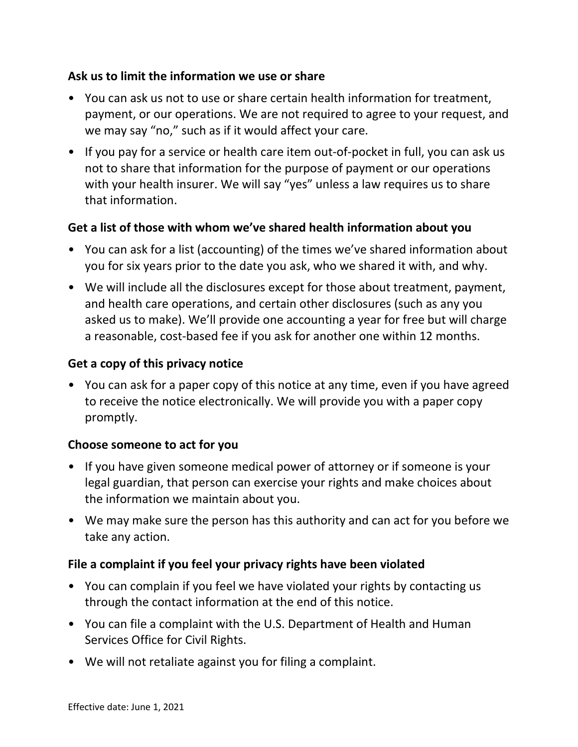**Ask us to limit the information we use or share**

- You can ask us not to use or share certain health information for treatment, payment, or our operations. We are not required to agree to your request, and we may say "no," such as if it would affect your care.
- If you pay for a service or health care item out-of-pocket in full, you can ask us not to share that information for the purpose of payment or our operations with your health insurer. We will say "yes" unless a law requires us to share that information.

**Get a list of those with whom we've shared health information about you**

- You can ask for a list (accounting) of the times we've shared information about you for six years prior to the date you ask, who we shared it with, and why.
- We will include all the disclosures except for those about treatment, payment, and health care operations, and certain other disclosures (such as any you asked us to make). We'll provide one accounting a year for free but will charge a reasonable, cost-based fee if you ask for another one within 12 months.

**Get a copy of this privacy notice**

- You can ask for a paper copy of this notice at any time, even if you have agreed to receive the notice electronically. We will provide you with a paper copy promptly.

**Choose someone to act for you**

- If you have given someone medical power of attorney or if someone is your legal guardian, that person can exercise your rights and make choices about the information we maintain about you.
- We may make sure the person has this authority and can act for you before we take any action.

**File a complaint if you feel your privacy rights have been violated**

- You can complain if you feel we have violated your rights by contacting us through the contact information at the end of this notice.
- You can file a complaint with the U.S. Department of Health and Human Services Office for Civil Rights.
- We will not retaliate against you for filing a complaint.

Effective date: June 1, 2021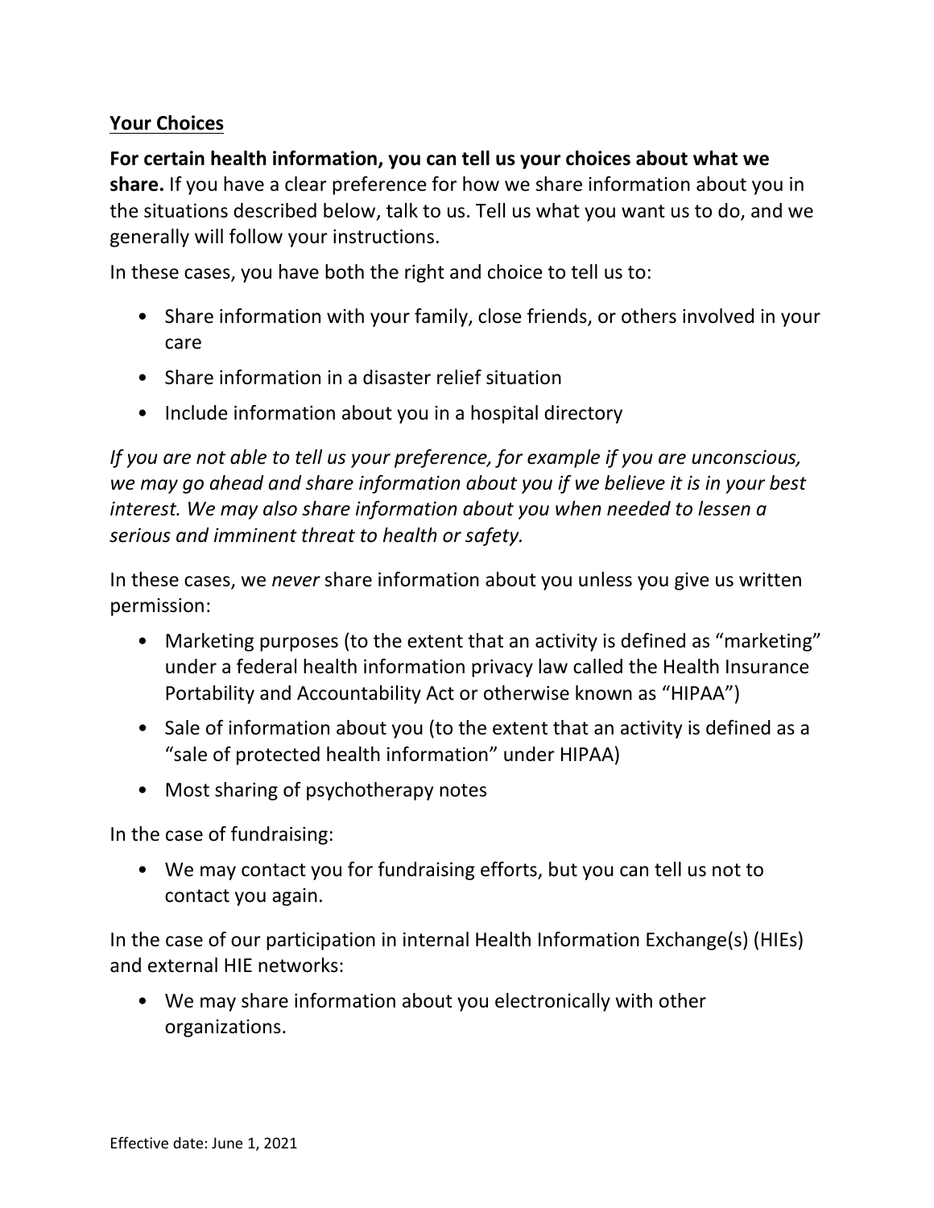## Your Choices

**For certain health information, you can tell us your choices about what we share.** If you have a clear preference for how we share information about you in the situations described below, talk to us. Tell us what you want us to do, and we generally will follow your instructions.

In these cases, you have both the right and choice to tell us to:

- Share information with your family, close friends, or others involved in your care
- Share information in a disaster relief situation
- Include information about you in a hospital directory

*If you are not able to tell us your preference, for example if you are unconscious, we may go ahead and share information about you if we believe it is in your best interest. We may also share information about you when needed to lessen a serious and imminent threat to health or safety.*

In these cases, we *never* share information about you unless you give us written permission:

- Marketing purposes (to the extent that an activity is defined as "marketing" under a federal health information privacy law called the Health Insurance Portability and Accountability Act or otherwise known as "HIPAA")
- Sale of information about you (to the extent that an activity is defined as a "sale of protected health information" under HIPAA)
- Most sharing of psychotherapy notes

In the case of fundraising:

- We may contact you for fundraising efforts, but you can tell us not to contact you again.

In the case of our participation in internal Health Information Exchange(s) (HIEs) and external HIE networks:

- We may share information about you electronically with other organizations.

Effective date: June 1, 2021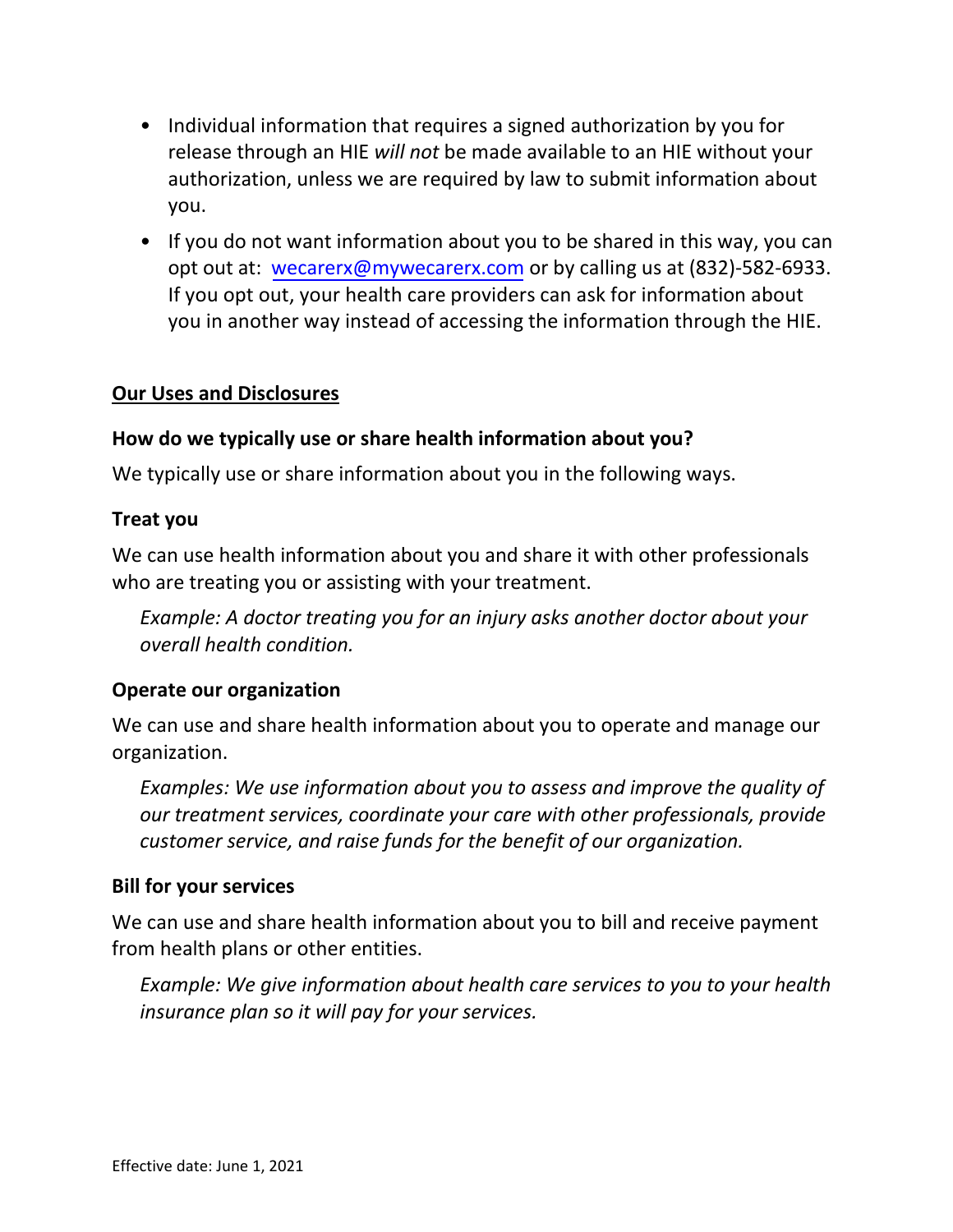- Individual information that requires a signed authorization by you for release through an HIE *will not* be made available to an HIE without your authorization, unless we are required by law to submit information about you.
- If you do not want information about you to be shared in this way, you can opt out at: wecarerx@mywecarerx.com or by calling us at (832)-582-6933. If you opt out, your health care providers can ask for information about you in another way instead of accessing the information through the HIE.

## Our Uses and Disclosures

### How do we typically use or share health information about you?

We typically use or share information about you in the following ways.

### Treat you

We can use health information about you and share it with other professionals who are treating you or assisting with your treatment.

*Example: A doctor treating you for an injury asks another doctor about your overall health condition.*

### Operate our organization

We can use and share health information about you to operate and manage our organization.

*Examples: We use information about you to assess and improve the quality of our treatment services, coordinate your care with other professionals, provide customer service, and raise funds for the benefit of our organization.*

### Bill for your services

We can use and share health information about you to bill and receive payment from health plans or other entities.

*Example: We give information about health care services to you to your health insurance plan so it will pay for your services.*

Effective date: June 1, 2021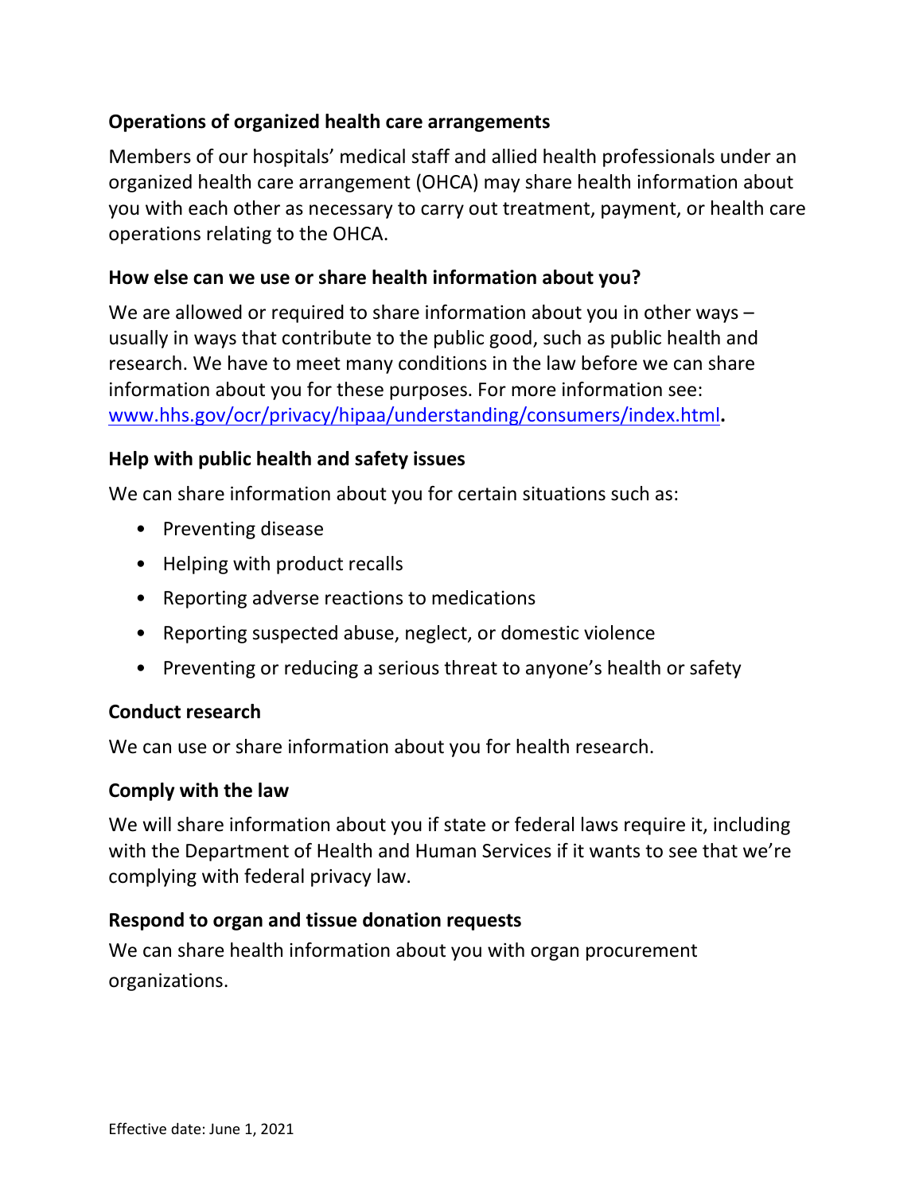### Operations of organized health care arrangements

Members of our hospitals' medical staff and allied health professionals under an organized health care arrangement (OHCA) may share health information about you with each other as necessary to carry out treatment, payment, or health care operations relating to the OHCA.

### How else can we use or share health information about you?

We are allowed or required to share information about you in other ways – usually in ways that contribute to the public good, such as public health and research. We have to meet many conditions in the law before we can share information about you for these purposes. For more information see: [www.hhs.gov/ocr/privacy/hipaa/understanding/consumers/index.html](www.hhs.gov/ocr/privacy/hipaa/understanding/consumers/index.html)**.**

### Help with public health and safety issues

We can share information about you for certain situations such as:

- Preventing disease
- Helping with product recalls
- Reporting adverse reactions to medications
- Reporting suspected abuse, neglect, or domestic violence
- Preventing or reducing a serious threat to anyone's health or safety

### Conduct research

We can use or share information about you for health research.

### Comply with the law

We will share information about you if state or federal laws require it, including with the Department of Health and Human Services if it wants to see that we're complying with federal privacy law.

### Respond to organ and tissue donation requests

We can share health information about you with organ procurement organizations.

Effective date: June 1, 2021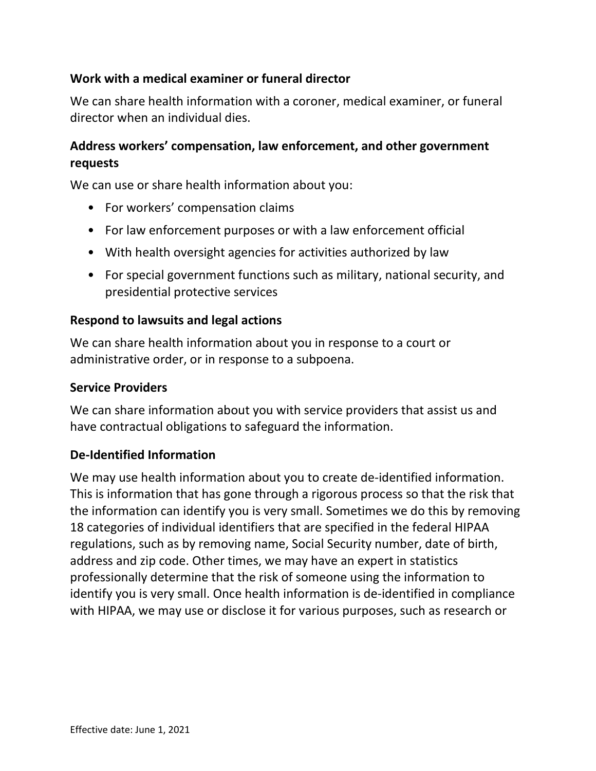**Work with a medical examiner or funeral director**

We can share health information with a coroner, medical examiner, or funeral director when an individual dies.

**Address workers' compensation, law enforcement, and other government requests**

We can use or share health information about you:

- For workers' compensation claims
- For law enforcement purposes or with a law enforcement official
- With health oversight agencies for activities authorized by law
- For special government functions such as military, national security, and presidential protective services

**Respond to lawsuits and legal actions**

We can share health information about you in response to a court or administrative order, or in response to a subpoena.

**Service Providers**

We can share information about you with service providers that assist us and have contractual obligations to safeguard the information.

**De-Identified Information**

We may use health information about you to create de-identified information. This is information that has gone through a rigorous process so that the risk that the information can identify you is very small. Sometimes we do this by removing 18 categories of individual identifiers that are specified in the federal HIPAA regulations, such as by removing name, Social Security number, date of birth, address and zip code. Other times, we may have an expert in statistics professionally determine that the risk of someone using the information to identify you is very small. Once health information is de-identified in compliance with HIPAA, we may use or disclose it for various purposes, such as research or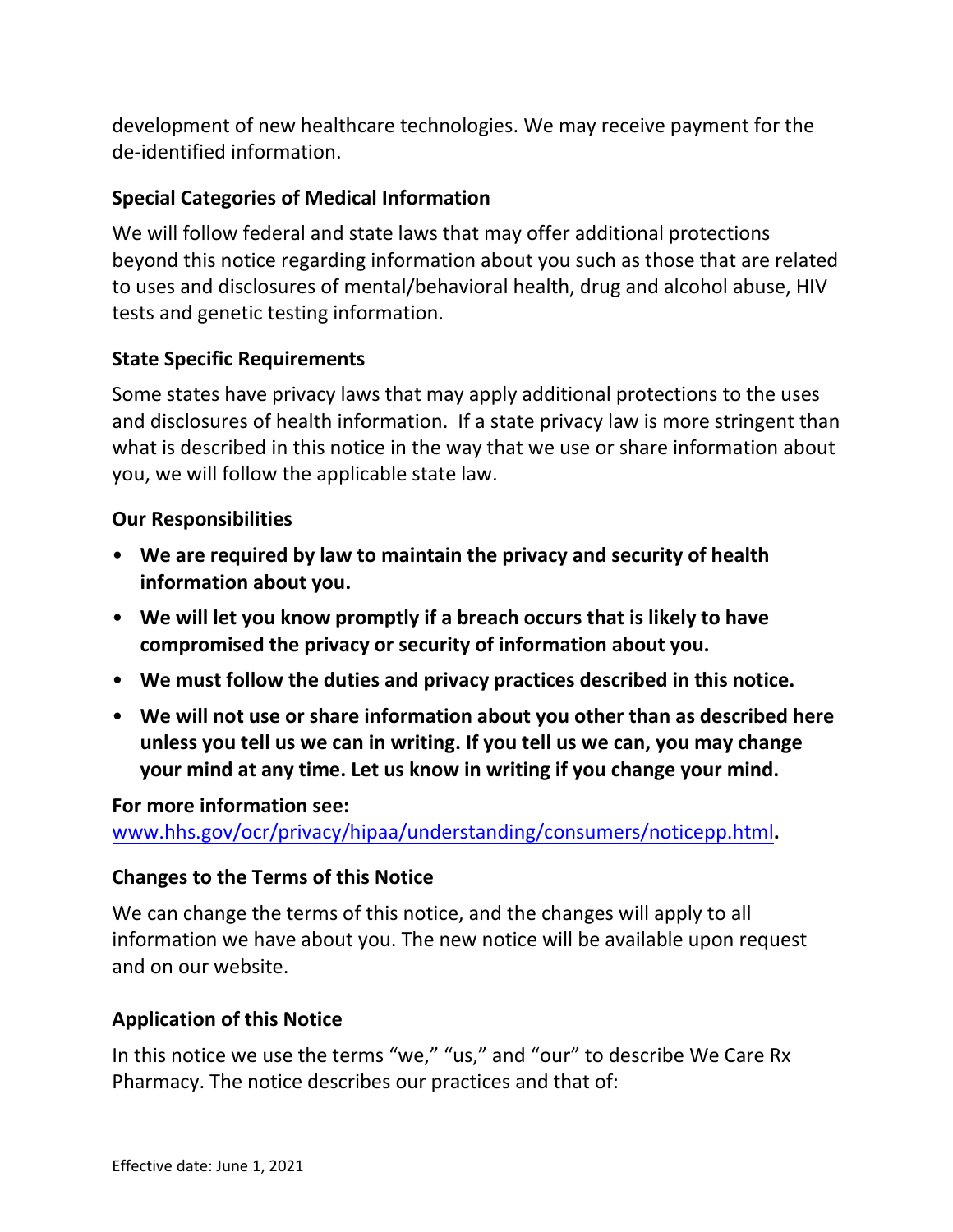development of new healthcare technologies. We may receive payment for the de-identified information.

### Special Categories of Medical Information

We will follow federal and state laws that may offer additional protections beyond this notice regarding information about you such as those that are related to uses and disclosures of mental/behavioral health, drug and alcohol abuse, HIV tests and genetic testing information.

### State Specific Requirements

Some states have privacy laws that may apply additional protections to the uses and disclosures of health information. If a state privacy law is more stringent than what is described in this notice in the way that we use or share information about you, we will follow the applicable state law.

### Our Responsibilities

- **We are required by law to maintain the privacy and security of health information about you.**
- **We will let you know promptly if a breach occurs that is likely to have compromised the privacy or security of information about you.**
- **We must follow the duties and privacy practices described in this notice.**
- **We will not use or share information about you other than as described here unless you tell us we can in writing. If you tell us we can, you may change your mind at any time. Let us know in writing if you change your mind.**

**For more information see:**
[www.hhs.gov/ocr/privacy/hipaa/understanding/consumers/noticepp.html](http://www.hhs.gov/ocr/privacy/hipaa/understanding/consumers/noticepp.html)**.**

### Changes to the Terms of this Notice

We can change the terms of this notice, and the changes will apply to all information we have about you. The new notice will be available upon request and on our website.

### Application of this Notice

In this notice we use the terms "we," "us," and "our" to describe We Care Rx Pharmacy. The notice describes our practices and that of: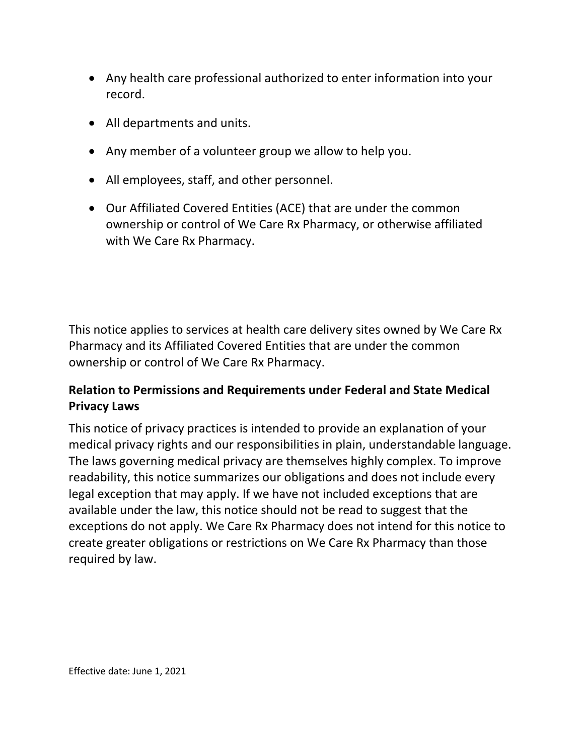- Any health care professional authorized to enter information into your record.
- All departments and units.
- Any member of a volunteer group we allow to help you.
- All employees, staff, and other personnel.
- Our Affiliated Covered Entities (ACE) that are under the common ownership or control of We Care Rx Pharmacy, or otherwise affiliated with We Care Rx Pharmacy.

This notice applies to services at health care delivery sites owned by We Care Rx Pharmacy and its Affiliated Covered Entities that are under the common ownership or control of We Care Rx Pharmacy.

**Relation to Permissions and Requirements under Federal and State Medical Privacy Laws**

This notice of privacy practices is intended to provide an explanation of your medical privacy rights and our responsibilities in plain, understandable language. The laws governing medical privacy are themselves highly complex. To improve readability, this notice summarizes our obligations and does not include every legal exception that may apply. If we have not included exceptions that are available under the law, this notice should not be read to suggest that the exceptions do not apply. We Care Rx Pharmacy does not intend for this notice to create greater obligations or restrictions on We Care Rx Pharmacy than those required by law.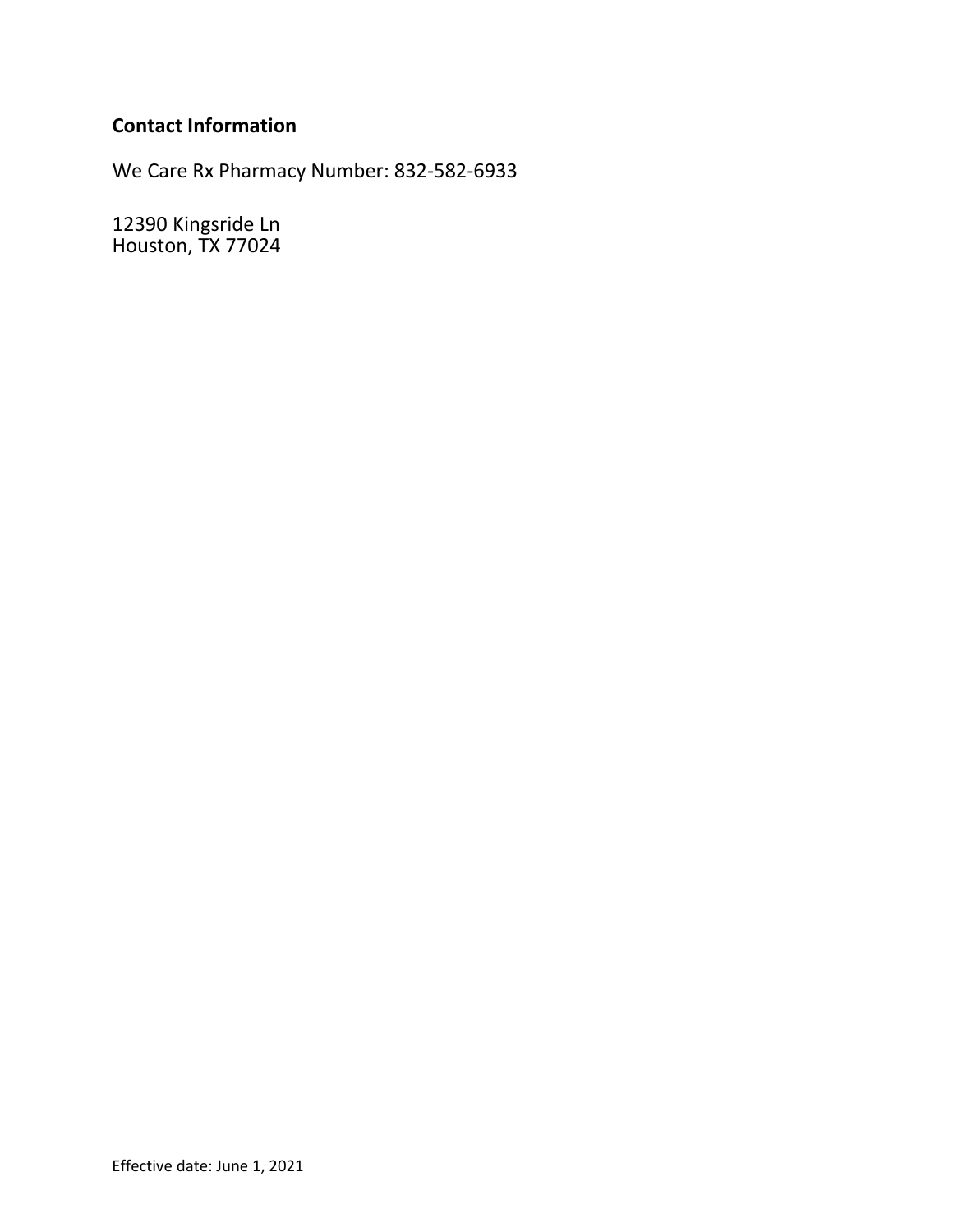## Contact Information

We Care Rx Pharmacy Number: 832-582-6933

12390 Kingsride Ln
Houston, TX 77024

Effective date: June 1, 2021